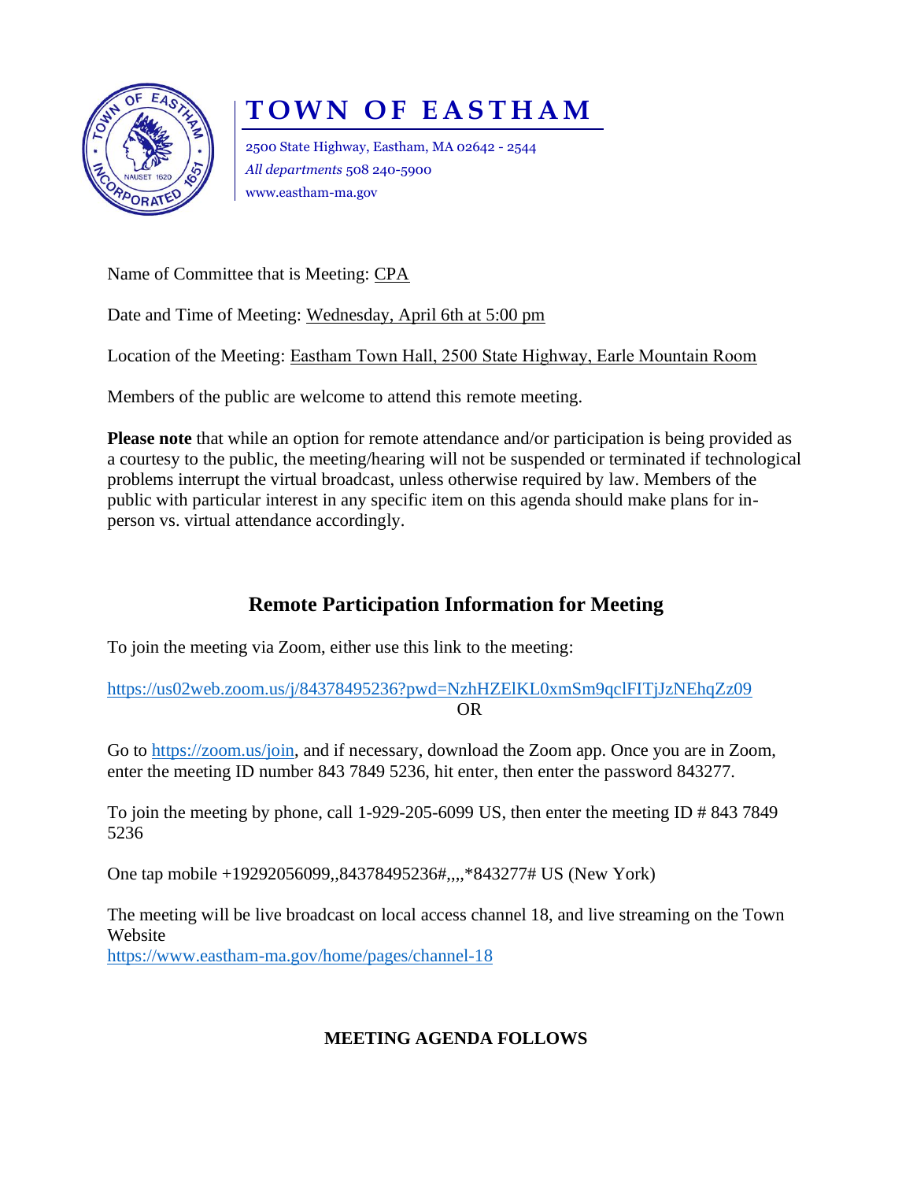# TOWN OF EASTHAM

2500 State Highway, Eastham, MA 02642 - 2544
*All departments* 508 240-5900
www.eastham-ma.gov

Name of Committee that is Meeting: CPA

Date and Time of Meeting: Wednesday, April 6th at 5:00 pm

Location of the Meeting: Eastham Town Hall, 2500 State Highway, Earle Mountain Room

Members of the public are welcome to attend this remote meeting.

**Please note** that while an option for remote attendance and/or participation is being provided as a courtesy to the public, the meeting/hearing will not be suspended or terminated if technological problems interrupt the virtual broadcast, unless otherwise required by law. Members of the public with particular interest in any specific item on this agenda should make plans for in-person vs. virtual attendance accordingly.

## Remote Participation Information for Meeting

To join the meeting via Zoom, either use this link to the meeting:

https://us02web.zoom.us/j/84378495236?pwd=NzhHZElKL0xmSm9qclFITjJzNEhqZz09

OR

Go to https://zoom.us/join, and if necessary, download the Zoom app. Once you are in Zoom, enter the meeting ID number 843 7849 5236, hit enter, then enter the password 843277.

To join the meeting by phone, call 1-929-205-6099 US, then enter the meeting ID # 843 7849 5236

One tap mobile +19292056099,,84378495236#,,,,*843277# US (New York)

The meeting will be live broadcast on local access channel 18, and live streaming on the Town Website
https://www.eastham-ma.gov/home/pages/channel-18

**MEETING AGENDA FOLLOWS**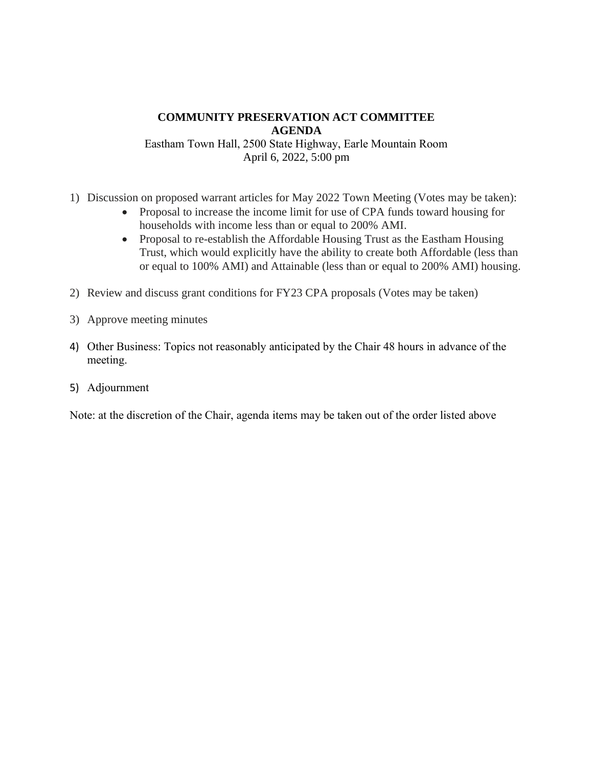# COMMUNITY PRESERVATION ACT COMMITTEE
## AGENDA

Eastham Town Hall, 2500 State Highway, Earle Mountain Room
April 6, 2022, 5:00 pm

1) Discussion on proposed warrant articles for May 2022 Town Meeting (Votes may be taken):
   - Proposal to increase the income limit for use of CPA funds toward housing for households with income less than or equal to 200% AMI.
   - Proposal to re-establish the Affordable Housing Trust as the Eastham Housing Trust, which would explicitly have the ability to create both Affordable (less than or equal to 100% AMI) and Attainable (less than or equal to 200% AMI) housing.
2) Review and discuss grant conditions for FY23 CPA proposals (Votes may be taken)
3) Approve meeting minutes
4) Other Business: Topics not reasonably anticipated by the Chair 48 hours in advance of the meeting.
5) Adjournment

Note: at the discretion of the Chair, agenda items may be taken out of the order listed above